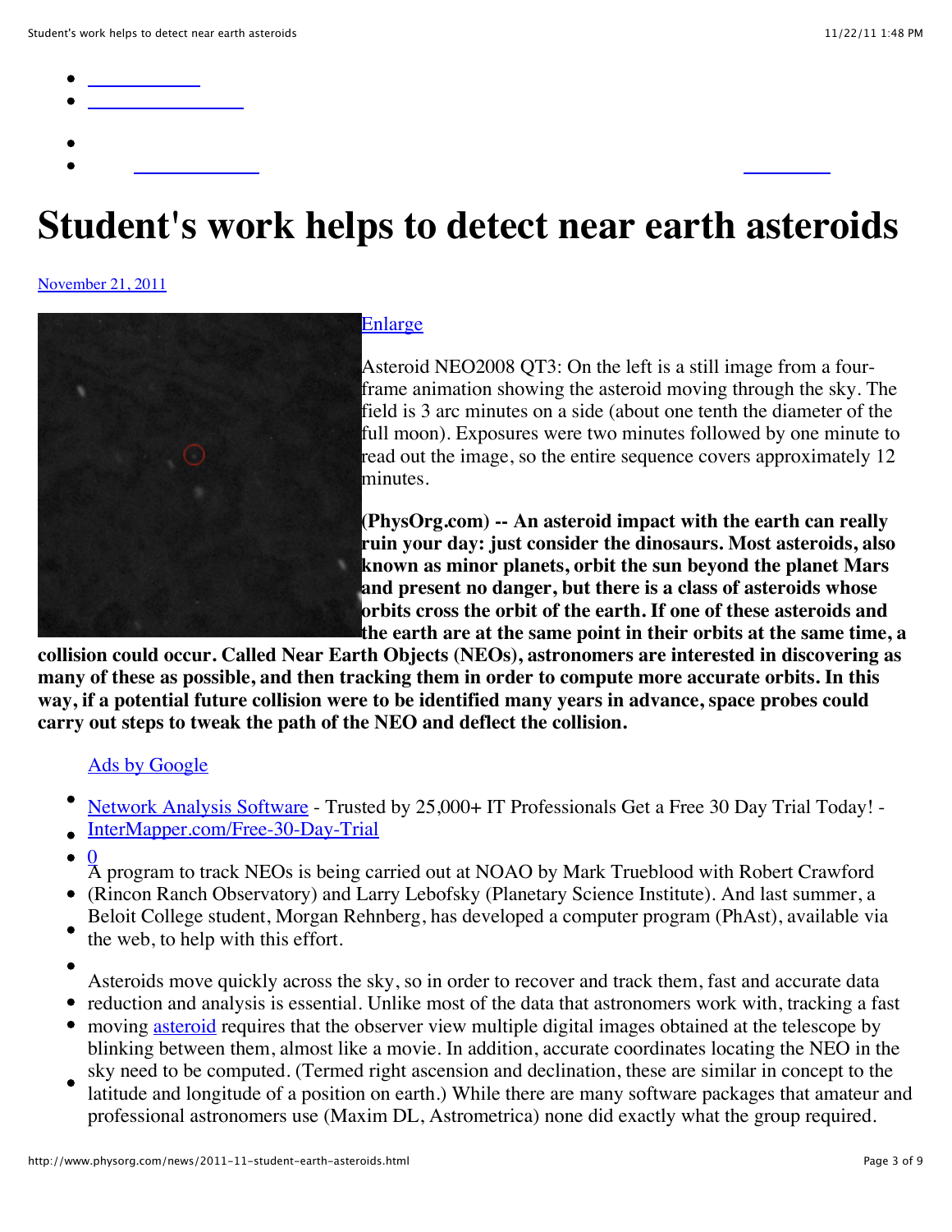# Student's work helps to detect near earth asteroids

November 21, 2011

Enlarge

Asteroid NEO2008 QT3: On the left is a still image from a four-frame animation showing the asteroid moving through the sky. The field is 3 arc minutes on a side (about one tenth the diameter of the full moon). Exposures were two minutes followed by one minute to read out the image, so the entire sequence covers approximately 12 minutes.

**(PhysOrg.com) -- An asteroid impact with the earth can really ruin your day: just consider the dinosaurs. Most asteroids, also known as minor planets, orbit the sun beyond the planet Mars and present no danger, but there is a class of asteroids whose orbits cross the orbit of the earth. If one of these asteroids and the earth are at the same point in their orbits at the same time, a collision could occur. Called Near Earth Objects (NEOs), astronomers are interested in discovering as many of these as possible, and then tracking them in order to compute more accurate orbits. In this way, if a potential future collision were to be identified many years in advance, space probes could carry out steps to tweak the path of the NEO and deflect the collision.**

Ads by Google

- Network Analysis Software - Trusted by 25,000+ IT Professionals Get a Free 30 Day Trial Today! - InterMapper.com/Free-30-Day-Trial

0

A program to track NEOs is being carried out at NOAO by Mark Trueblood with Robert Crawford (Rincon Ranch Observatory) and Larry Lebofsky (Planetary Science Institute). And last summer, a Beloit College student, Morgan Rehnberg, has developed a computer program (PhAst), available via the web, to help with this effort.

Asteroids move quickly across the sky, so in order to recover and track them, fast and accurate data reduction and analysis is essential. Unlike most of the data that astronomers work with, tracking a fast moving asteroid requires that the observer view multiple digital images obtained at the telescope by blinking between them, almost like a movie. In addition, accurate coordinates locating the NEO in the sky need to be computed. (Termed right ascension and declination, these are similar in concept to the latitude and longitude of a position on earth.) While there are many software packages that amateur and professional astronomers use (Maxim DL, Astrometrica) none did exactly what the group required.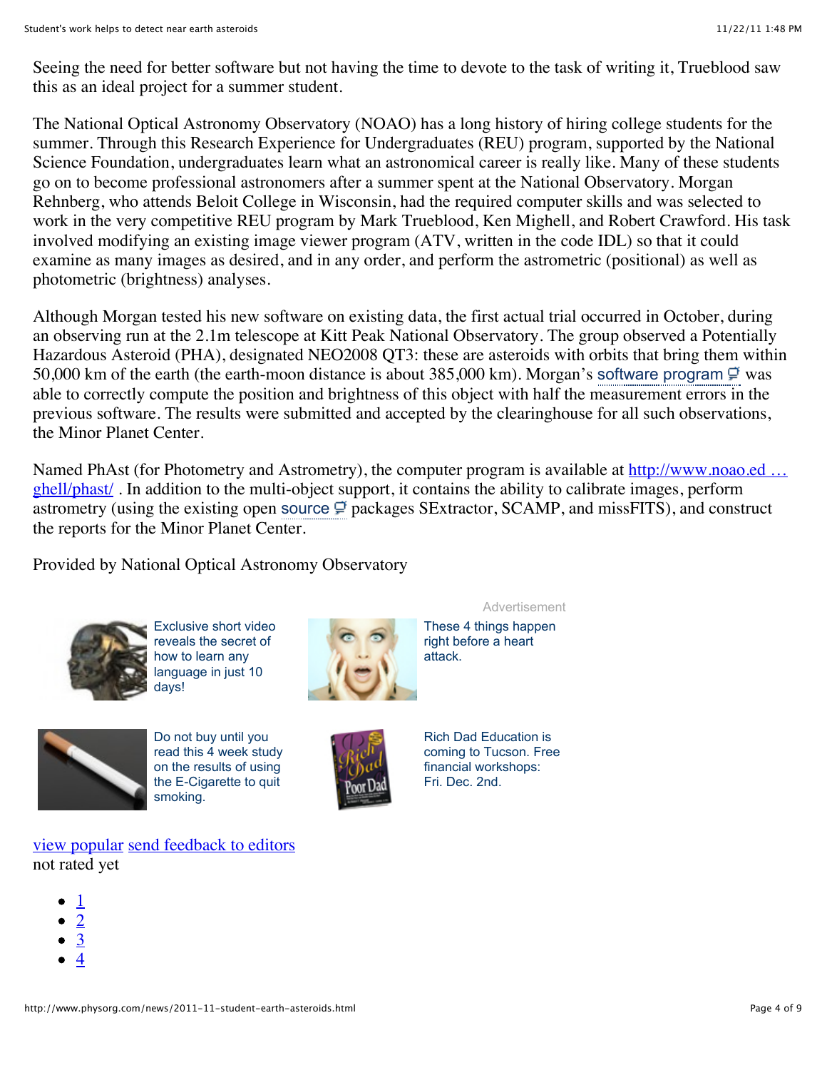Seeing the need for better software but not having the time to devote to the task of writing it, Trueblood saw this as an ideal project for a summer student.

The National Optical Astronomy Observatory (NOAO) has a long history of hiring college students for the summer. Through this Research Experience for Undergraduates (REU) program, supported by the National Science Foundation, undergraduates learn what an astronomical career is really like. Many of these students go on to become professional astronomers after a summer spent at the National Observatory. Morgan Rehnberg, who attends Beloit College in Wisconsin, had the required computer skills and was selected to work in the very competitive REU program by Mark Trueblood, Ken Mighell, and Robert Crawford. His task involved modifying an existing image viewer program (ATV, written in the code IDL) so that it could examine as many images as desired, and in any order, and perform the astrometric (positional) as well as photometric (brightness) analyses.

Although Morgan tested his new software on existing data, the first actual trial occurred in October, during an observing run at the 2.1m telescope at Kitt Peak National Observatory. The group observed a Potentially Hazardous Asteroid (PHA), designated NEO2008 QT3: these are asteroids with orbits that bring them within 50,000 km of the earth (the earth-moon distance is about 385,000 km). Morgan's software program was able to correctly compute the position and brightness of this object with half the measurement errors in the previous software. The results were submitted and accepted by the clearinghouse for all such observations, the Minor Planet Center.

Named PhAst (for Photometry and Astrometry), the computer program is available at http://www.noao.ed … ghell/phast/ . In addition to the multi-object support, it contains the ability to calibrate images, perform astrometry (using the existing open source packages SExtractor, SCAMP, and missFITS), and construct the reports for the Minor Planet Center.

Provided by National Optical Astronomy Observatory

Advertisement

Exclusive short video reveals the secret of how to learn any language in just 10 days!

These 4 things happen right before a heart attack.

Do not buy until you read this 4 week study on the results of using the E-Cigarette to quit smoking.

Rich Dad Education is coming to Tucson. Free financial workshops: Fri. Dec. 2nd.

view popular send feedback to editors

not rated yet

- 1
- 2
- 3
- 4